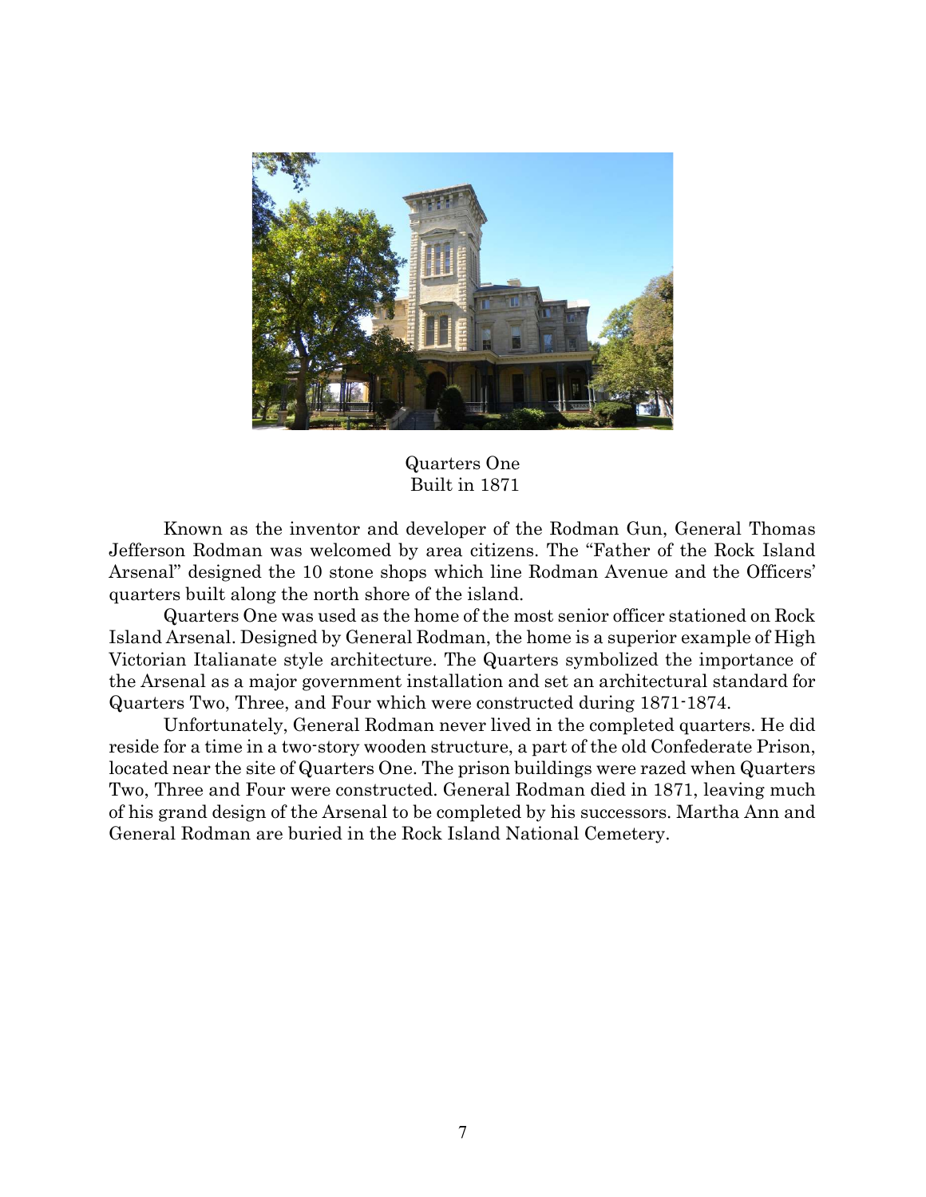Quarters One
Built in 1871

Known as the inventor and developer of the Rodman Gun, General Thomas Jefferson Rodman was welcomed by area citizens. The "Father of the Rock Island Arsenal" designed the 10 stone shops which line Rodman Avenue and the Officers' quarters built along the north shore of the island.

Quarters One was used as the home of the most senior officer stationed on Rock Island Arsenal. Designed by General Rodman, the home is a superior example of High Victorian Italianate style architecture. The Quarters symbolized the importance of the Arsenal as a major government installation and set an architectural standard for Quarters Two, Three, and Four which were constructed during 1871-1874.

Unfortunately, General Rodman never lived in the completed quarters. He did reside for a time in a two-story wooden structure, a part of the old Confederate Prison, located near the site of Quarters One. The prison buildings were razed when Quarters Two, Three and Four were constructed. General Rodman died in 1871, leaving much of his grand design of the Arsenal to be completed by his successors. Martha Ann and General Rodman are buried in the Rock Island National Cemetery.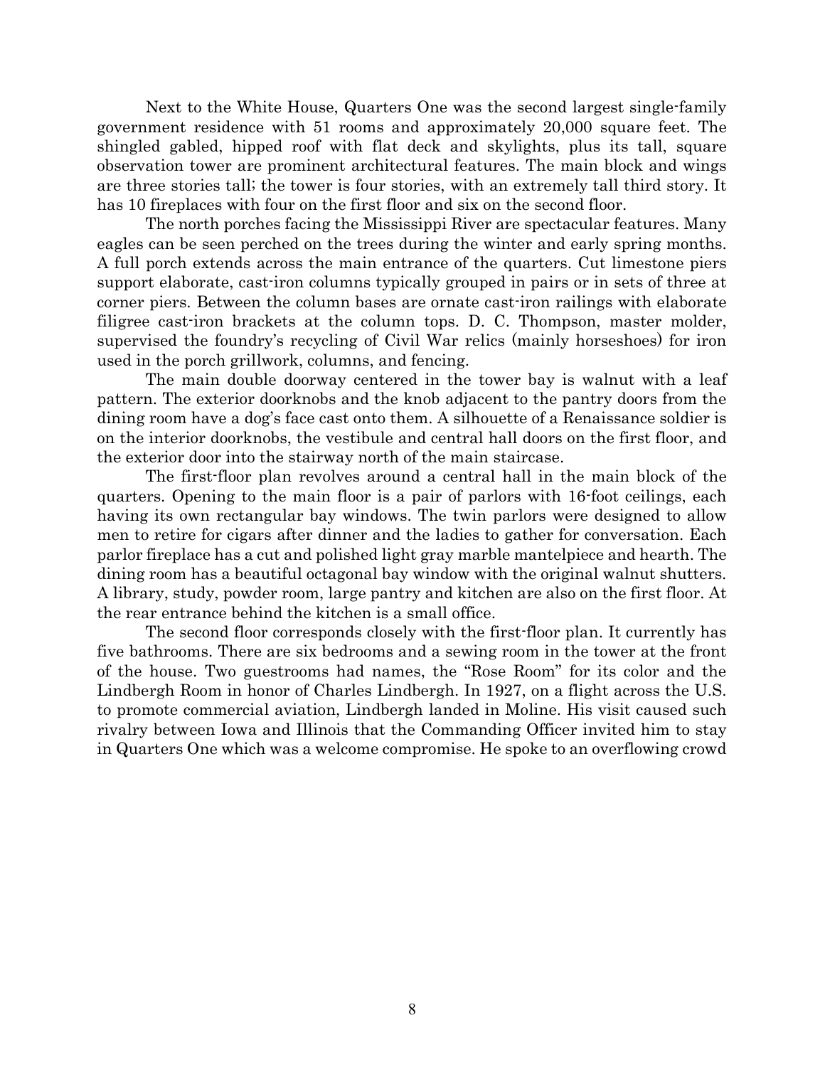Next to the White House, Quarters One was the second largest single-family government residence with 51 rooms and approximately 20,000 square feet. The shingled gabled, hipped roof with flat deck and skylights, plus its tall, square observation tower are prominent architectural features. The main block and wings are three stories tall; the tower is four stories, with an extremely tall third story. It has 10 fireplaces with four on the first floor and six on the second floor.

The north porches facing the Mississippi River are spectacular features. Many eagles can be seen perched on the trees during the winter and early spring months. A full porch extends across the main entrance of the quarters. Cut limestone piers support elaborate, cast-iron columns typically grouped in pairs or in sets of three at corner piers. Between the column bases are ornate cast-iron railings with elaborate filigree cast-iron brackets at the column tops. D. C. Thompson, master molder, supervised the foundry's recycling of Civil War relics (mainly horseshoes) for iron used in the porch grillwork, columns, and fencing.

The main double doorway centered in the tower bay is walnut with a leaf pattern. The exterior doorknobs and the knob adjacent to the pantry doors from the dining room have a dog's face cast onto them. A silhouette of a Renaissance soldier is on the interior doorknobs, the vestibule and central hall doors on the first floor, and the exterior door into the stairway north of the main staircase.

The first-floor plan revolves around a central hall in the main block of the quarters. Opening to the main floor is a pair of parlors with 16-foot ceilings, each having its own rectangular bay windows. The twin parlors were designed to allow men to retire for cigars after dinner and the ladies to gather for conversation. Each parlor fireplace has a cut and polished light gray marble mantelpiece and hearth. The dining room has a beautiful octagonal bay window with the original walnut shutters. A library, study, powder room, large pantry and kitchen are also on the first floor. At the rear entrance behind the kitchen is a small office.

The second floor corresponds closely with the first-floor plan. It currently has five bathrooms. There are six bedrooms and a sewing room in the tower at the front of the house. Two guestrooms had names, the "Rose Room" for its color and the Lindbergh Room in honor of Charles Lindbergh. In 1927, on a flight across the U.S. to promote commercial aviation, Lindbergh landed in Moline. His visit caused such rivalry between Iowa and Illinois that the Commanding Officer invited him to stay in Quarters One which was a welcome compromise. He spoke to an overflowing crowd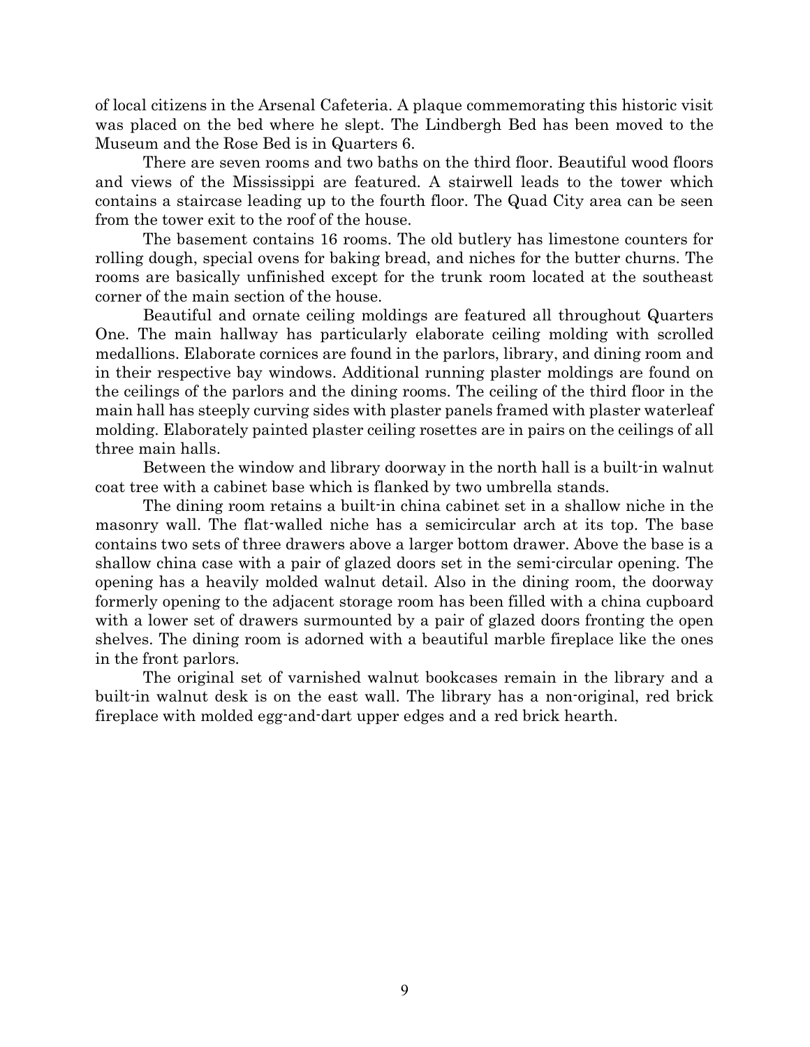of local citizens in the Arsenal Cafeteria. A plaque commemorating this historic visit was placed on the bed where he slept. The Lindbergh Bed has been moved to the Museum and the Rose Bed is in Quarters 6.

There are seven rooms and two baths on the third floor. Beautiful wood floors and views of the Mississippi are featured. A stairwell leads to the tower which contains a staircase leading up to the fourth floor. The Quad City area can be seen from the tower exit to the roof of the house.

The basement contains 16 rooms. The old butlery has limestone counters for rolling dough, special ovens for baking bread, and niches for the butter churns. The rooms are basically unfinished except for the trunk room located at the southeast corner of the main section of the house.

Beautiful and ornate ceiling moldings are featured all throughout Quarters One. The main hallway has particularly elaborate ceiling molding with scrolled medallions. Elaborate cornices are found in the parlors, library, and dining room and in their respective bay windows. Additional running plaster moldings are found on the ceilings of the parlors and the dining rooms. The ceiling of the third floor in the main hall has steeply curving sides with plaster panels framed with plaster waterleaf molding. Elaborately painted plaster ceiling rosettes are in pairs on the ceilings of all three main halls.

Between the window and library doorway in the north hall is a built-in walnut coat tree with a cabinet base which is flanked by two umbrella stands.

The dining room retains a built-in china cabinet set in a shallow niche in the masonry wall. The flat-walled niche has a semicircular arch at its top. The base contains two sets of three drawers above a larger bottom drawer. Above the base is a shallow china case with a pair of glazed doors set in the semi-circular opening. The opening has a heavily molded walnut detail. Also in the dining room, the doorway formerly opening to the adjacent storage room has been filled with a china cupboard with a lower set of drawers surmounted by a pair of glazed doors fronting the open shelves. The dining room is adorned with a beautiful marble fireplace like the ones in the front parlors.

The original set of varnished walnut bookcases remain in the library and a built-in walnut desk is on the east wall. The library has a non-original, red brick fireplace with molded egg-and-dart upper edges and a red brick hearth.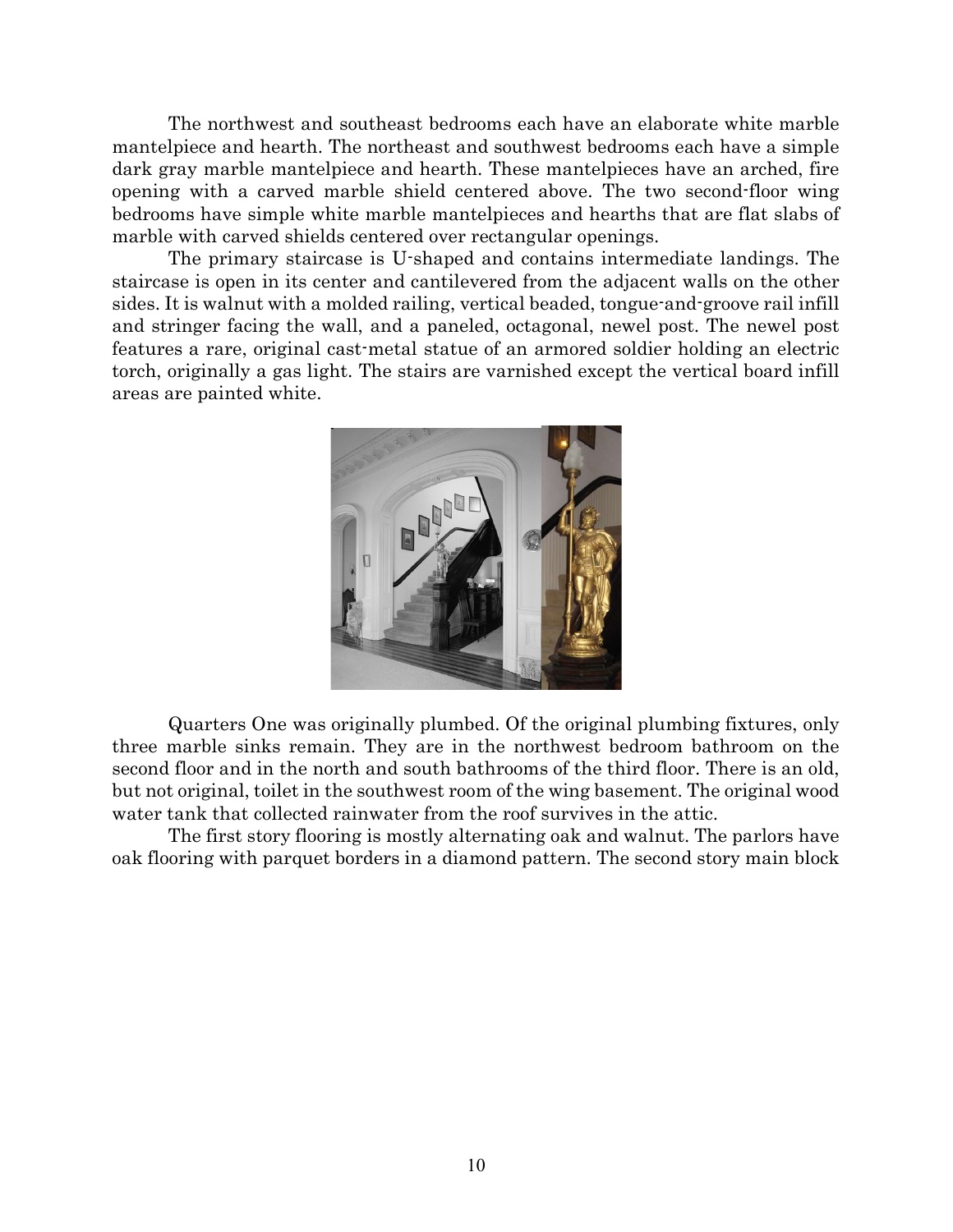The northwest and southeast bedrooms each have an elaborate white marble mantelpiece and hearth. The northeast and southwest bedrooms each have a simple dark gray marble mantelpiece and hearth. These mantelpieces have an arched, fire opening with a carved marble shield centered above. The two second-floor wing bedrooms have simple white marble mantelpieces and hearths that are flat slabs of marble with carved shields centered over rectangular openings.

The primary staircase is U-shaped and contains intermediate landings. The staircase is open in its center and cantilevered from the adjacent walls on the other sides. It is walnut with a molded railing, vertical beaded, tongue-and-groove rail infill and stringer facing the wall, and a paneled, octagonal, newel post. The newel post features a rare, original cast-metal statue of an armored soldier holding an electric torch, originally a gas light. The stairs are varnished except the vertical board infill areas are painted white.

Quarters One was originally plumbed. Of the original plumbing fixtures, only three marble sinks remain. They are in the northwest bedroom bathroom on the second floor and in the north and south bathrooms of the third floor. There is an old, but not original, toilet in the southwest room of the wing basement. The original wood water tank that collected rainwater from the roof survives in the attic.

The first story flooring is mostly alternating oak and walnut. The parlors have oak flooring with parquet borders in a diamond pattern. The second story main block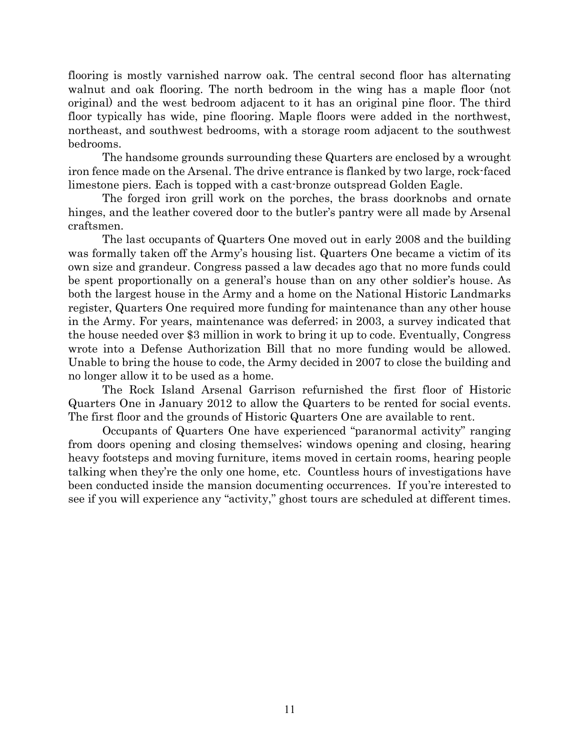flooring is mostly varnished narrow oak. The central second floor has alternating walnut and oak flooring. The north bedroom in the wing has a maple floor (not original) and the west bedroom adjacent to it has an original pine floor. The third floor typically has wide, pine flooring. Maple floors were added in the northwest, northeast, and southwest bedrooms, with a storage room adjacent to the southwest bedrooms.

The handsome grounds surrounding these Quarters are enclosed by a wrought iron fence made on the Arsenal. The drive entrance is flanked by two large, rock-faced limestone piers. Each is topped with a cast-bronze outspread Golden Eagle.

The forged iron grill work on the porches, the brass doorknobs and ornate hinges, and the leather covered door to the butler's pantry were all made by Arsenal craftsmen.

The last occupants of Quarters One moved out in early 2008 and the building was formally taken off the Army's housing list. Quarters One became a victim of its own size and grandeur. Congress passed a law decades ago that no more funds could be spent proportionally on a general's house than on any other soldier's house. As both the largest house in the Army and a home on the National Historic Landmarks register, Quarters One required more funding for maintenance than any other house in the Army. For years, maintenance was deferred; in 2003, a survey indicated that the house needed over $3 million in work to bring it up to code. Eventually, Congress wrote into a Defense Authorization Bill that no more funding would be allowed. Unable to bring the house to code, the Army decided in 2007 to close the building and no longer allow it to be used as a home.

The Rock Island Arsenal Garrison refurnished the first floor of Historic Quarters One in January 2012 to allow the Quarters to be rented for social events. The first floor and the grounds of Historic Quarters One are available to rent.

Occupants of Quarters One have experienced "paranormal activity" ranging from doors opening and closing themselves; windows opening and closing, hearing heavy footsteps and moving furniture, items moved in certain rooms, hearing people talking when they're the only one home, etc. Countless hours of investigations have been conducted inside the mansion documenting occurrences. If you're interested to see if you will experience any "activity," ghost tours are scheduled at different times.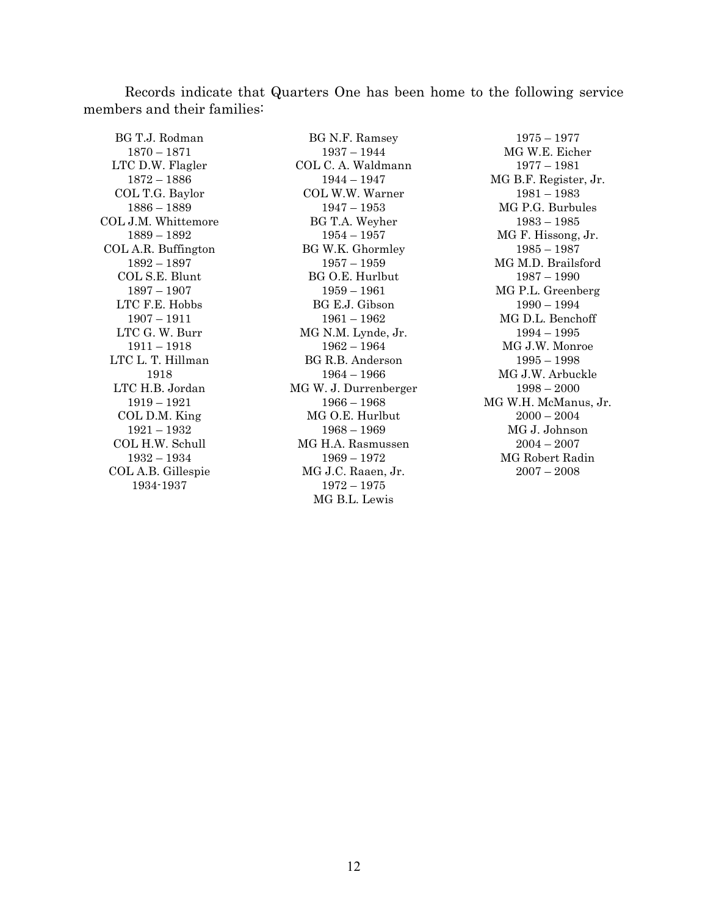Records indicate that Quarters One has been home to the following service members and their families:

BG T.J. Rodman
1870 – 1871
LTC D.W. Flagler
1872 – 1886
COL T.G. Baylor
1886 – 1889
COL J.M. Whittemore
1889 – 1892
COL A.R. Buffington
1892 – 1897
COL S.E. Blunt
1897 – 1907
LTC F.E. Hobbs
1907 – 1911
LTC G. W. Burr
1911 – 1918
LTC L. T. Hillman
1918
LTC H.B. Jordan
1919 – 1921
COL D.M. King
1921 – 1932
COL H.W. Schull
1932 – 1934
COL A.B. Gillespie
1934-1937
BG N.F. Ramsey
1937 – 1944
COL C. A. Waldmann
1944 – 1947
COL W.W. Warner
1947 – 1953
BG T.A. Weyher
1954 – 1957
BG W.K. Ghormley
1957 – 1959
BG O.E. Hurlbut
1959 – 1961
BG E.J. Gibson
1961 – 1962
MG N.M. Lynde, Jr.
1962 – 1964
BG R.B. Anderson
1964 – 1966
MG W. J. Durrenberger
1966 – 1968
MG O.E. Hurlbut
1968 – 1969
MG H.A. Rasmussen
1969 – 1972
MG J.C. Raaen, Jr.
1972 – 1975
MG B.L. Lewis
1975 – 1977
MG W.E. Eicher
1977 – 1981
MG B.F. Register, Jr.
1981 – 1983
MG P.G. Burbules
1983 – 1985
MG F. Hissong, Jr.
1985 – 1987
MG M.D. Brailsford
1987 – 1990
MG P.L. Greenberg
1990 – 1994
MG D.L. Benchoff
1994 – 1995
MG J.W. Monroe
1995 – 1998
MG J.W. Arbuckle
1998 – 2000
MG W.H. McManus, Jr.
2000 – 2004
MG J. Johnson
2004 – 2007
MG Robert Radin
2007 – 2008